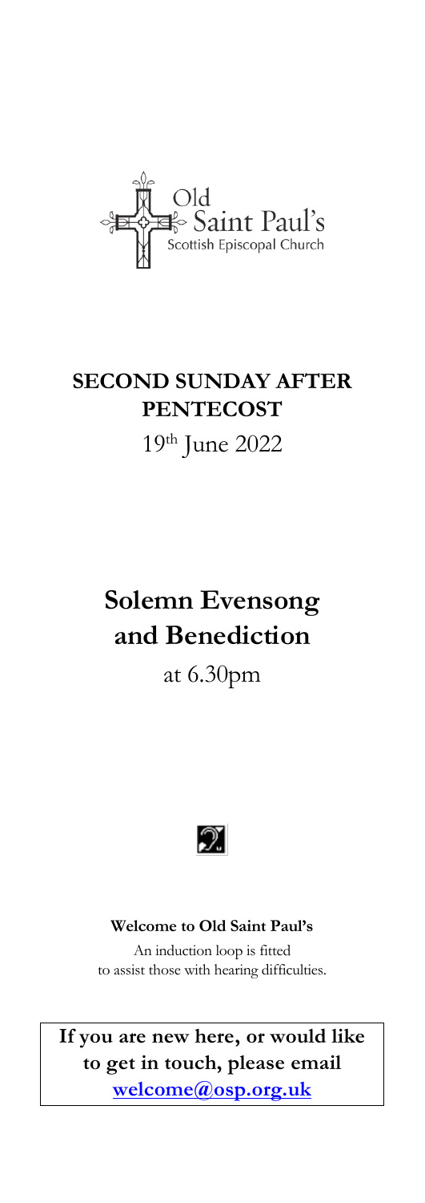Old
Saint Paul's
Scottish Episcopal Church

# SECOND SUNDAY AFTER PENTECOST

19th June 2022

# Solemn Evensong and Benediction

at 6.30pm

**Welcome to Old Saint Paul's**

An induction loop is fitted
to assist those with hearing difficulties.

**If you are new here, or would like to get in touch, please email [welcome@osp.org.uk](mailto:welcome@osp.org.uk)**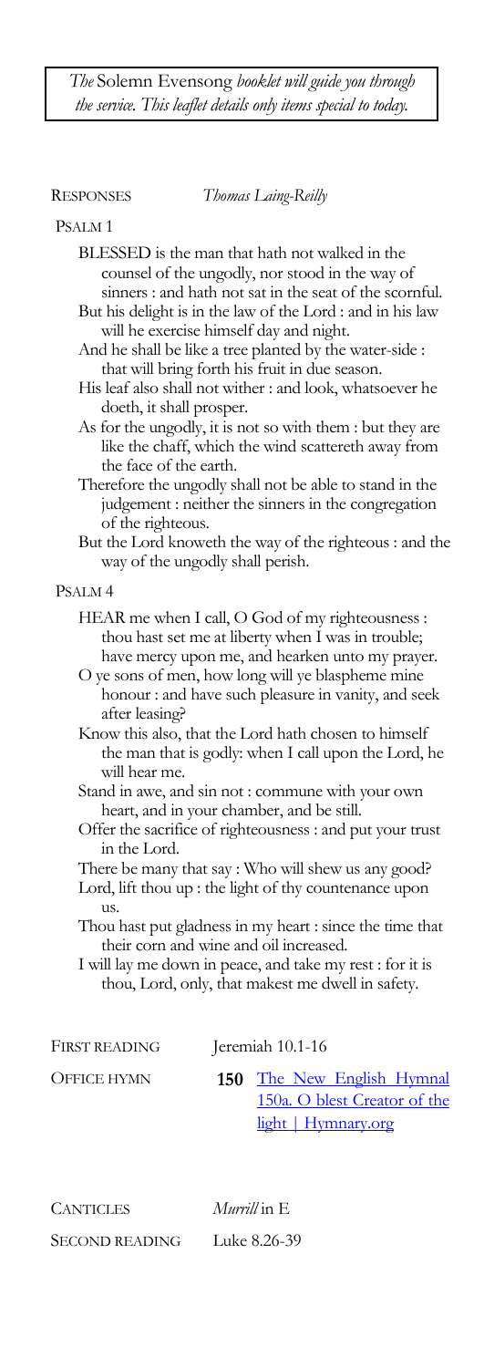*The* Solemn Evensong *booklet will guide you through the service. This leaflet details only items special to today.*

RESPONSES *Thomas Laing-Reilly*

PSALM 1

BLESSED is the man that hath not walked in the counsel of the ungodly, nor stood in the way of sinners : and hath not sat in the seat of the scornful.
But his delight is in the law of the Lord : and in his law will he exercise himself day and night.
And he shall be like a tree planted by the water-side : that will bring forth his fruit in due season.
His leaf also shall not wither : and look, whatsoever he doeth, it shall prosper.
As for the ungodly, it is not so with them : but they are like the chaff, which the wind scattereth away from the face of the earth.
Therefore the ungodly shall not be able to stand in the judgement : neither the sinners in the congregation of the righteous.
But the Lord knoweth the way of the righteous : and the way of the ungodly shall perish.

PSALM 4

HEAR me when I call, O God of my righteousness : thou hast set me at liberty when I was in trouble; have mercy upon me, and hearken unto my prayer.
O ye sons of men, how long will ye blaspheme mine honour : and have such pleasure in vanity, and seek after leasing?
Know this also, that the Lord hath chosen to himself the man that is godly: when I call upon the Lord, he will hear me.
Stand in awe, and sin not : commune with your own heart, and in your chamber, and be still.
Offer the sacrifice of righteousness : and put your trust in the Lord.
There be many that say : Who will shew us any good?
Lord, lift thou up : the light of thy countenance upon us.
Thou hast put gladness in my heart : since the time that their corn and wine and oil increased.
I will lay me down in peace, and take my rest : for it is thou, Lord, only, that makest me dwell in safety.

FIRST READING Jeremiah 10.1-16

OFFICE HYMN **150** The New English Hymnal 150a. O blest Creator of the light | Hymnary.org

CANTICLES *Murrill* in E

SECOND READING Luke 8.26-39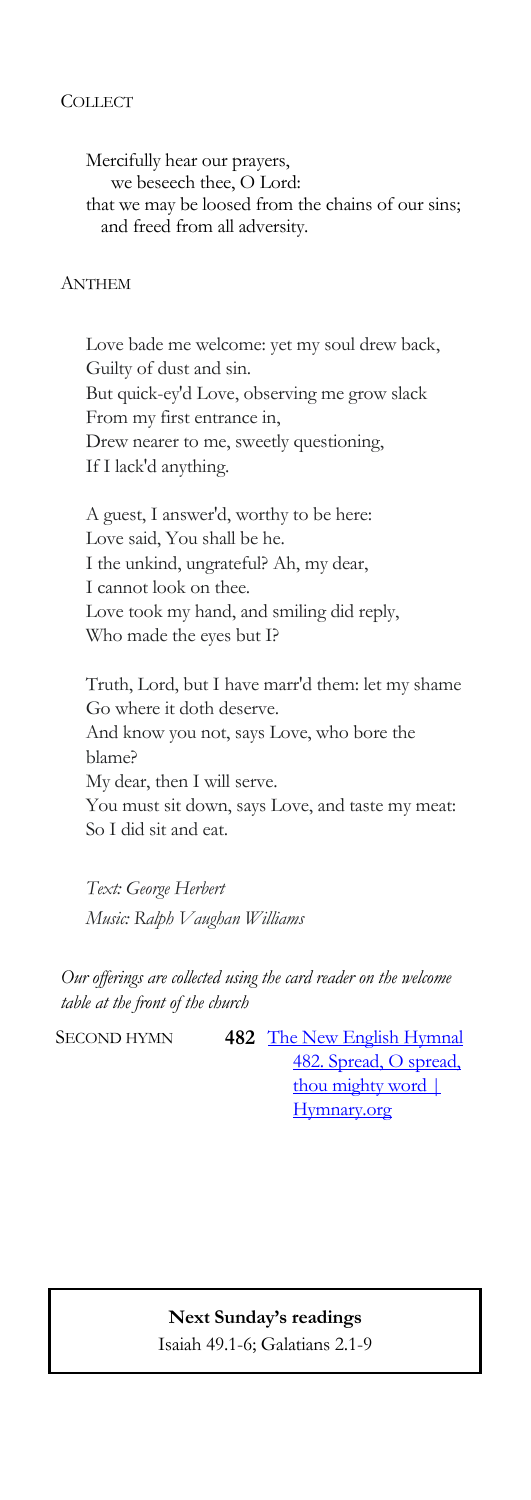Collect

Mercifully hear our prayers,
we beseech thee, O Lord:
that we may be loosed from the chains of our sins;
and freed from all adversity.

Anthem

Love bade me welcome: yet my soul drew back,
Guilty of dust and sin.
But quick-ey'd Love, observing me grow slack
From my first entrance in,
Drew nearer to me, sweetly questioning,
If I lack'd anything.

A guest, I answer'd, worthy to be here:
Love said, You shall be he.
I the unkind, ungrateful? Ah, my dear,
I cannot look on thee.
Love took my hand, and smiling did reply,
Who made the eyes but I?

Truth, Lord, but I have marr'd them: let my shame
Go where it doth deserve.
And know you not, says Love, who bore the blame?
My dear, then I will serve.
You must sit down, says Love, and taste my meat:
So I did sit and eat.

*Text: George Herbert*
*Music: Ralph Vaughan Williams*

*Our offerings are collected using the card reader on the welcome table at the front of the church*

Second hymn **482** The New English Hymnal 482. Spread, O spread, thou mighty word | Hymnary.org

**Next Sunday's readings**
Isaiah 49.1-6; Galatians 2.1-9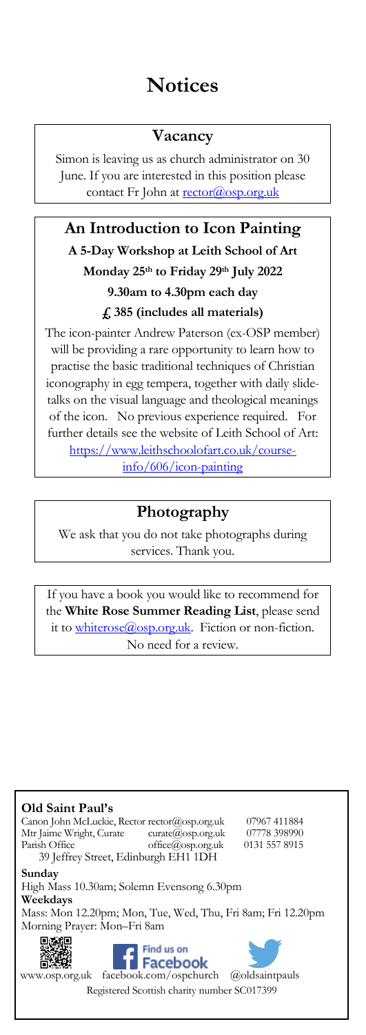# Notices

## Vacancy

Simon is leaving us as church administrator on 30 June. If you are interested in this position please contact Fr John at rector@osp.org.uk

## An Introduction to Icon Painting

**A 5-Day Workshop at Leith School of Art**

**Monday 25th to Friday 29th July 2022**

**9.30am to 4.30pm each day**

**£ 385 (includes all materials)**

The icon-painter Andrew Paterson (ex-OSP member) will be providing a rare opportunity to learn how to practise the basic traditional techniques of Christian iconography in egg tempera, together with daily slide-talks on the visual language and theological meanings of the icon. No previous experience required. For further details see the website of Leith School of Art: https://www.leithschoolofart.co.uk/course-info/606/icon-painting

## Photography

We ask that you do not take photographs during services. Thank you.

If you have a book you would like to recommend for the **White Rose Summer Reading List**, please send it to whiterose@osp.org.uk. Fiction or non-fiction. No need for a review.

**Old Saint Paul's**

| | | |
|---|---|---|
| Canon John McLuckie, Rector | rector@osp.org.uk | 07967 411884 |
| Mtr Jaime Wright, Curate | curate@osp.org.uk | 07778 398990 |
| Parish Office | office@osp.org.uk | 0131 557 8915 |

39 Jeffrey Street, Edinburgh EH1 1DH

**Sunday**

High Mass 10.30am; Solemn Evensong 6.30pm

**Weekdays**

Mass: Mon 12.20pm; Mon, Tue, Wed, Thu, Fri 8am; Fri 12.20pm

Morning Prayer: Mon–Fri 8am

Find us on Facebook

www.osp.org.uk facebook.com/ospchurch @oldsaintpauls

Registered Scottish charity number SC017399